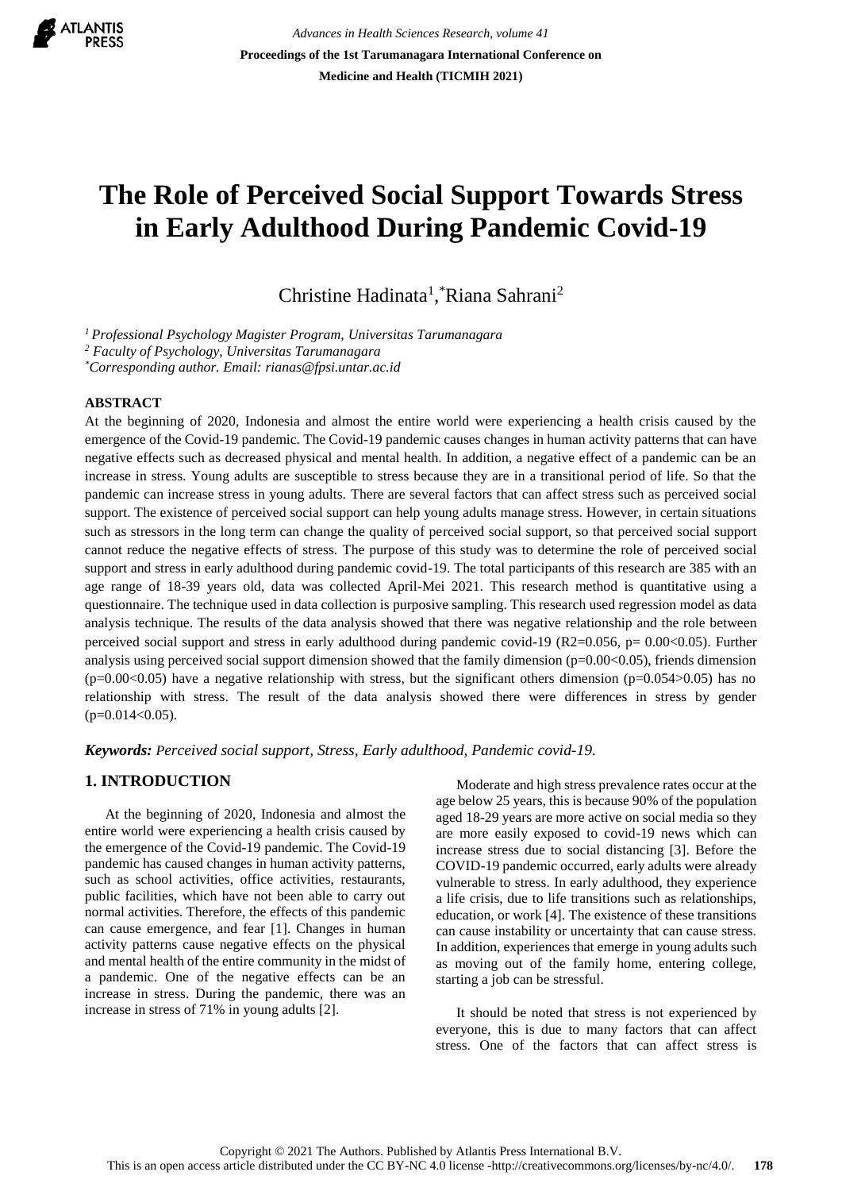# The Role of Perceived Social Support Towards Stress in Early Adulthood During Pandemic Covid-19

Christine Hadinata[1], *Riana Sahrani[2]

[1] *Professional Psychology Magister Program, Universitas Tarumanagara*
[2] *Faculty of Psychology, Universitas Tarumanagara*
*\*Corresponding author. Email: rianas@fpsi.untar.ac.id*

## ABSTRACT

At the beginning of 2020, Indonesia and almost the entire world were experiencing a health crisis caused by the emergence of the Covid-19 pandemic. The Covid-19 pandemic causes changes in human activity patterns that can have negative effects such as decreased physical and mental health. In addition, a negative effect of a pandemic can be an increase in stress. Young adults are susceptible to stress because they are in a transitional period of life. So that the pandemic can increase stress in young adults. There are several factors that can affect stress such as perceived social support. The existence of perceived social support can help young adults manage stress. However, in certain situations such as stressors in the long term can change the quality of perceived social support, so that perceived social support cannot reduce the negative effects of stress. The purpose of this study was to determine the role of perceived social support and stress in early adulthood during pandemic covid-19. The total participants of this research are 385 with an age range of 18-39 years old, data was collected April-Mei 2021. This research method is quantitative using a questionnaire. The technique used in data collection is purposive sampling. This research used regression model as data analysis technique. The results of the data analysis showed that there was negative relationship and the role between perceived social support and stress in early adulthood during pandemic covid-19 ($R2=0.056$, $p= 0.00<0.05$). Further analysis using perceived social support dimension showed that the family dimension ($p=0.00<0.05$), friends dimension ($p=0.00<0.05$) have a negative relationship with stress, but the significant others dimension ($p=0.054>0.05$) has no relationship with stress. The result of the data analysis showed there were differences in stress by gender ($p=0.014<0.05$).

***Keywords:*** *Perceived social support, Stress, Early adulthood, Pandemic covid-19.*

## 1. INTRODUCTION

At the beginning of 2020, Indonesia and almost the entire world were experiencing a health crisis caused by the emergence of the Covid-19 pandemic. The Covid-19 pandemic has caused changes in human activity patterns, such as school activities, office activities, restaurants, public facilities, which have not been able to carry out normal activities. Therefore, the effects of this pandemic can cause emergence, and fear [1]. Changes in human activity patterns cause negative effects on the physical and mental health of the entire community in the midst of a pandemic. One of the negative effects can be an increase in stress. During the pandemic, there was an increase in stress of 71% in young adults [2].

Moderate and high stress prevalence rates occur at the age below 25 years, this is because 90% of the population aged 18-29 years are more active on social media so they are more easily exposed to covid-19 news which can increase stress due to social distancing [3]. Before the COVID-19 pandemic occurred, early adults were already vulnerable to stress. In early adulthood, they experience a life crisis, due to life transitions such as relationships, education, or work [4]. The existence of these transitions can cause instability or uncertainty that can cause stress. In addition, experiences that emerge in young adults such as moving out of the family home, entering college, starting a job can be stressful.

It should be noted that stress is not experienced by everyone, this is due to many factors that can affect stress. One of the factors that can affect stress is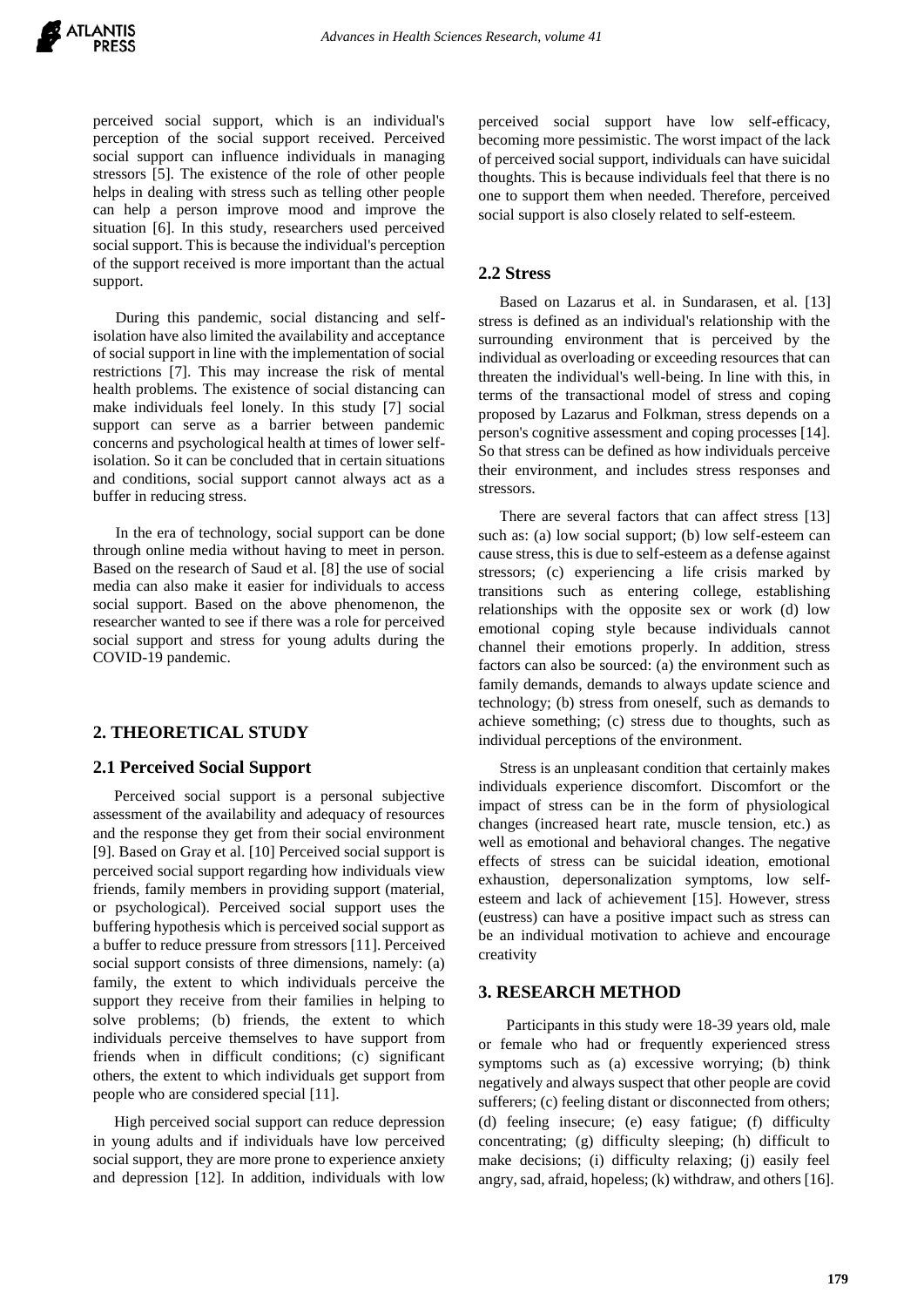perceived social support, which is an individual's perception of the social support received. Perceived social support can influence individuals in managing stressors [5]. The existence of the role of other people helps in dealing with stress such as telling other people can help a person improve mood and improve the situation [6]. In this study, researchers used perceived social support. This is because the individual's perception of the support received is more important than the actual support.

During this pandemic, social distancing and self-isolation have also limited the availability and acceptance of social support in line with the implementation of social restrictions [7]. This may increase the risk of mental health problems. The existence of social distancing can make individuals feel lonely. In this study [7] social support can serve as a barrier between pandemic concerns and psychological health at times of lower self-isolation. So it can be concluded that in certain situations and conditions, social support cannot always act as a buffer in reducing stress.

In the era of technology, social support can be done through online media without having to meet in person. Based on the research of Saud et al. [8] the use of social media can also make it easier for individuals to access social support. Based on the above phenomenon, the researcher wanted to see if there was a role for perceived social support and stress for young adults during the COVID-19 pandemic.

## 2. THEORETICAL STUDY

### 2.1 Perceived Social Support

Perceived social support is a personal subjective assessment of the availability and adequacy of resources and the response they get from their social environment [9]. Based on Gray et al. [10] Perceived social support is perceived social support regarding how individuals view friends, family members in providing support (material, or psychological). Perceived social support uses the buffering hypothesis which is perceived social support as a buffer to reduce pressure from stressors [11]. Perceived social support consists of three dimensions, namely: (a) family, the extent to which individuals perceive the support they receive from their families in helping to solve problems; (b) friends, the extent to which individuals perceive themselves to have support from friends when in difficult conditions; (c) significant others, the extent to which individuals get support from people who are considered special [11].

High perceived social support can reduce depression in young adults and if individuals have low perceived social support, they are more prone to experience anxiety and depression [12]. In addition, individuals with low perceived social support have low self-efficacy, becoming more pessimistic. The worst impact of the lack of perceived social support, individuals can have suicidal thoughts. This is because individuals feel that there is no one to support them when needed. Therefore, perceived social support is also closely related to self-esteem.

### 2.2 Stress

Based on Lazarus et al. in Sundarasen, et al. [13] stress is defined as an individual's relationship with the surrounding environment that is perceived by the individual as overloading or exceeding resources that can threaten the individual's well-being. In line with this, in terms of the transactional model of stress and coping proposed by Lazarus and Folkman, stress depends on a person's cognitive assessment and coping processes [14]. So that stress can be defined as how individuals perceive their environment, and includes stress responses and stressors.

There are several factors that can affect stress [13] such as: (a) low social support; (b) low self-esteem can cause stress, this is due to self-esteem as a defense against stressors; (c) experiencing a life crisis marked by transitions such as entering college, establishing relationships with the opposite sex or work (d) low emotional coping style because individuals cannot channel their emotions properly. In addition, stress factors can also be sourced: (a) the environment such as family demands, demands to always update science and technology; (b) stress from oneself, such as demands to achieve something; (c) stress due to thoughts, such as individual perceptions of the environment.

Stress is an unpleasant condition that certainly makes individuals experience discomfort. Discomfort or the impact of stress can be in the form of physiological changes (increased heart rate, muscle tension, etc.) as well as emotional and behavioral changes. The negative effects of stress can be suicidal ideation, emotional exhaustion, depersonalization symptoms, low self-esteem and lack of achievement [15]. However, stress (eustress) can have a positive impact such as stress can be an individual motivation to achieve and encourage creativity

## 3. RESEARCH METHOD

Participants in this study were 18-39 years old, male or female who had or frequently experienced stress symptoms such as (a) excessive worrying; (b) think negatively and always suspect that other people are covid sufferers; (c) feeling distant or disconnected from others; (d) feeling insecure; (e) easy fatigue; (f) difficulty concentrating; (g) difficulty sleeping; (h) difficult to make decisions; (i) difficulty relaxing; (j) easily feel angry, sad, afraid, hopeless; (k) withdraw, and others [16].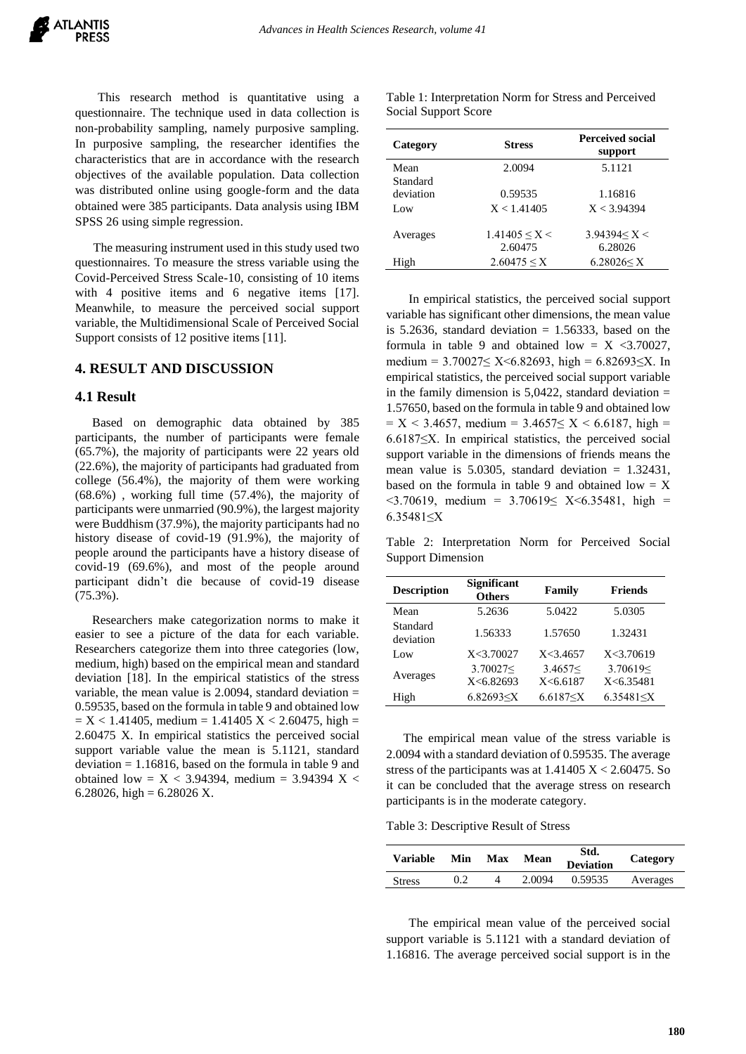This research method is quantitative using a questionnaire. The technique used in data collection is non-probability sampling, namely purposive sampling. In purposive sampling, the researcher identifies the characteristics that are in accordance with the research objectives of the available population. Data collection was distributed online using google-form and the data obtained were 385 participants. Data analysis using IBM SPSS 26 using simple regression.

The measuring instrument used in this study used two questionnaires. To measure the stress variable using the Covid-Perceived Stress Scale-10, consisting of 10 items with 4 positive items and 6 negative items [17]. Meanwhile, to measure the perceived social support variable, the Multidimensional Scale of Perceived Social Support consists of 12 positive items [11].

## 4. RESULT AND DISCUSSION

### 4.1 Result

Based on demographic data obtained by 385 participants, the number of participants were female (65.7%), the majority of participants were 22 years old (22.6%), the majority of participants had graduated from college (56.4%), the majority of them were working (68.6%) , working full time (57.4%), the majority of participants were unmarried (90.9%), the largest majority were Buddhism (37.9%), the majority participants had no history disease of covid-19 (91.9%), the majority of people around the participants have a history disease of covid-19 (69.6%), and most of the people around participant didn't die because of covid-19 disease (75.3%).

Researchers make categorization norms to make it easier to see a picture of the data for each variable. Researchers categorize them into three categories (low, medium, high) based on the empirical mean and standard deviation [18]. In the empirical statistics of the stress variable, the mean value is 2.0094, standard deviation = 0.59535, based on the formula in table 9 and obtained low = X < 1.41405, medium = 1.41405 X < 2.60475, high = 2.60475 X. In empirical statistics the perceived social support variable value the mean is 5.1121, standard deviation = 1.16816, based on the formula in table 9 and obtained low = X < 3.94394, medium = 3.94394 X < 6.28026, high = 6.28026 X.

Table 1: Interpretation Norm for Stress and Perceived Social Support Score

| Category | Stress | Perceived social support |
|---|---|---|
| Mean | 2.0094 | 5.1121 |
| Standard deviation | 0.59535 | 1.16816 |
| Low | X < 1.41405 | X < 3.94394 |
| Averages | 1.41405 ≤ X < 2.60475 | 3.94394≤ X < 6.28026 |
| High | 2.60475 ≤ X | 6.28026≤ X |

In empirical statistics, the perceived social support variable has significant other dimensions, the mean value is 5.2636, standard deviation = 1.56333, based on the formula in table 9 and obtained low = X <3.70027, medium = 3.70027≤ X<6.82693, high = 6.82693≤X. In empirical statistics, the perceived social support variable in the family dimension is 5,0422, standard deviation = 1.57650, based on the formula in table 9 and obtained low = X < 3.4657, medium = 3.4657≤ X < 6.6187, high = 6.6187≤X. In empirical statistics, the perceived social support variable in the dimensions of friends means the mean value is 5.0305, standard deviation = 1.32431, based on the formula in table 9 and obtained low = X <3.70619, medium = 3.70619≤ X<6.35481, high = 6.35481≤X

Table 2: Interpretation Norm for Perceived Social Support Dimension

| Description | Significant Others | Family | Friends |
|---|---|---|---|
| Mean | 5.2636 | 5.0422 | 5.0305 |
| Standard deviation | 1.56333 | 1.57650 | 1.32431 |
| Low | X<3.70027 | X<3.4657 | X<3.70619 |
| Averages | 3.70027≤ X<6.82693 | 3.4657≤ X<6.6187 | 3.70619≤ X<6.35481 |
| High | 6.82693≤X | 6.6187≤X | 6.35481≤X |

The empirical mean value of the stress variable is 2.0094 with a standard deviation of 0.59535. The average stress of the participants was at 1.41405 X < 2.60475. So it can be concluded that the average stress on research participants is in the moderate category.

Table 3: Descriptive Result of Stress

| Variable | Min | Max | Mean | Std. Deviation | Category |
|---|---|---|---|---|---|
| Stress | 0.2 | 4 | 2.0094 | 0.59535 | Averages |

The empirical mean value of the perceived social support variable is 5.1121 with a standard deviation of 1.16816. The average perceived social support is in the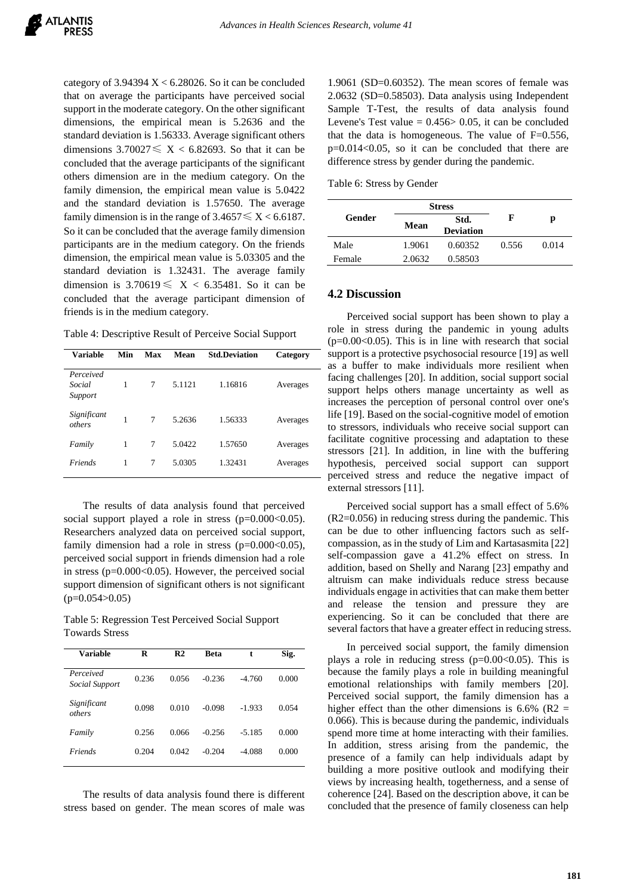category of 3.94394 X < 6.28026. So it can be concluded that on average the participants have perceived social support in the moderate category. On the other significant dimensions, the empirical mean is 5.2636 and the standard deviation is 1.56333. Average significant others dimensions 3.70027 ≤ X < 6.82693. So that it can be concluded that the average participants of the significant others dimension are in the medium category. On the family dimension, the empirical mean value is 5.0422 and the standard deviation is 1.57650. The average family dimension is in the range of 3.4657 ≤ X < 6.6187. So it can be concluded that the average family dimension participants are in the medium category. On the friends dimension, the empirical mean value is 5.03305 and the standard deviation is 1.32431. The average family dimension is 3.70619 ≤ X < 6.35481. So it can be concluded that the average participant dimension of friends is in the medium category.

Table 4: Descriptive Result of Perceive Social Support

| Variable | Min | Max | Mean | Std.Deviation | Category |
|---|---|---|---|---|---|
| *Perceived Social Support* | 1 | 7 | 5.1121 | 1.16816 | Averages |
| *Significant others* | 1 | 7 | 5.2636 | 1.56333 | Averages |
| *Family* | 1 | 7 | 5.0422 | 1.57650 | Averages |
| *Friends* | 1 | 7 | 5.0305 | 1.32431 | Averages |

The results of data analysis found that perceived social support played a role in stress ($p=0.000<0.05$). Researchers analyzed data on perceived social support, family dimension had a role in stress ($p=0.000<0.05$), perceived social support in friends dimension had a role in stress ($p=0.000<0.05$). However, the perceived social support dimension of significant others is not significant ($p=0.054>0.05$)

Table 5: Regression Test Perceived Social Support Towards Stress

| Variable | R | R2 | Beta | t | Sig. |
|---|---|---|---|---|---|
| *Perceived Social Support* | 0.236 | 0.056 | -0.236 | -4.760 | 0.000 |
| *Significant others* | 0.098 | 0.010 | -0.098 | -1.933 | 0.054 |
| *Family* | 0.256 | 0.066 | -0.256 | -5.185 | 0.000 |
| *Friends* | 0.204 | 0.042 | -0.204 | -4.088 | 0.000 |

The results of data analysis found there is different stress based on gender. The mean scores of male was 1.9061 (SD=0.60352). The mean scores of female was 2.0632 (SD=0.58503). Data analysis using Independent Sample T-Test, the results of data analysis found Levene's Test value = 0.456> 0.05, it can be concluded that the data is homogeneous. The value of F=0.556, p=0.014<0.05, so it can be concluded that there are difference stress by gender during the pandemic.

Table 6: Stress by Gender

| Gender | Stress | | F | p |
|---|---|---|---|---|
| | Mean | Std. Deviation | | |
| Male | 1.9061 | 0.60352 | 0.556 | 0.014 |
| Female | 2.0632 | 0.58503 | | |

## 4.2 Discussion

Perceived social support has been shown to play a role in stress during the pandemic in young adults ($p=0.00<0.05$). This is in line with research that social support is a protective psychosocial resource [19] as well as a buffer to make individuals more resilient when facing challenges [20]. In addition, social support social support helps others manage uncertainty as well as increases the perception of personal control over one's life [19]. Based on the social-cognitive model of emotion to stressors, individuals who receive social support can facilitate cognitive processing and adaptation to these stressors [21]. In addition, in line with the buffering hypothesis, perceived social support can support perceived stress and reduce the negative impact of external stressors [11].

Perceived social support has a small effect of 5.6% ($R2=0.056$) in reducing stress during the pandemic. This can be due to other influencing factors such as self-compassion, as in the study of Lim and Kartasasmita [22] self-compassion gave a 41.2% effect on stress. In addition, based on Shelly and Narang [23] empathy and altruism can make individuals reduce stress because individuals engage in activities that can make them better and release the tension and pressure they are experiencing. So it can be concluded that there are several factors that have a greater effect in reducing stress.

In perceived social support, the family dimension plays a role in reducing stress ($p=0.00<0.05$). This is because the family plays a role in building meaningful emotional relationships with family members [20]. Perceived social support, the family dimension has a higher effect than the other dimensions is 6.6% ($R2 = 0.066$). This is because during the pandemic, individuals spend more time at home interacting with their families. In addition, stress arising from the pandemic, the presence of a family can help individuals adapt by building a more positive outlook and modifying their views by increasing health, togetherness, and a sense of coherence [24]. Based on the description above, it can be concluded that the presence of family closeness can help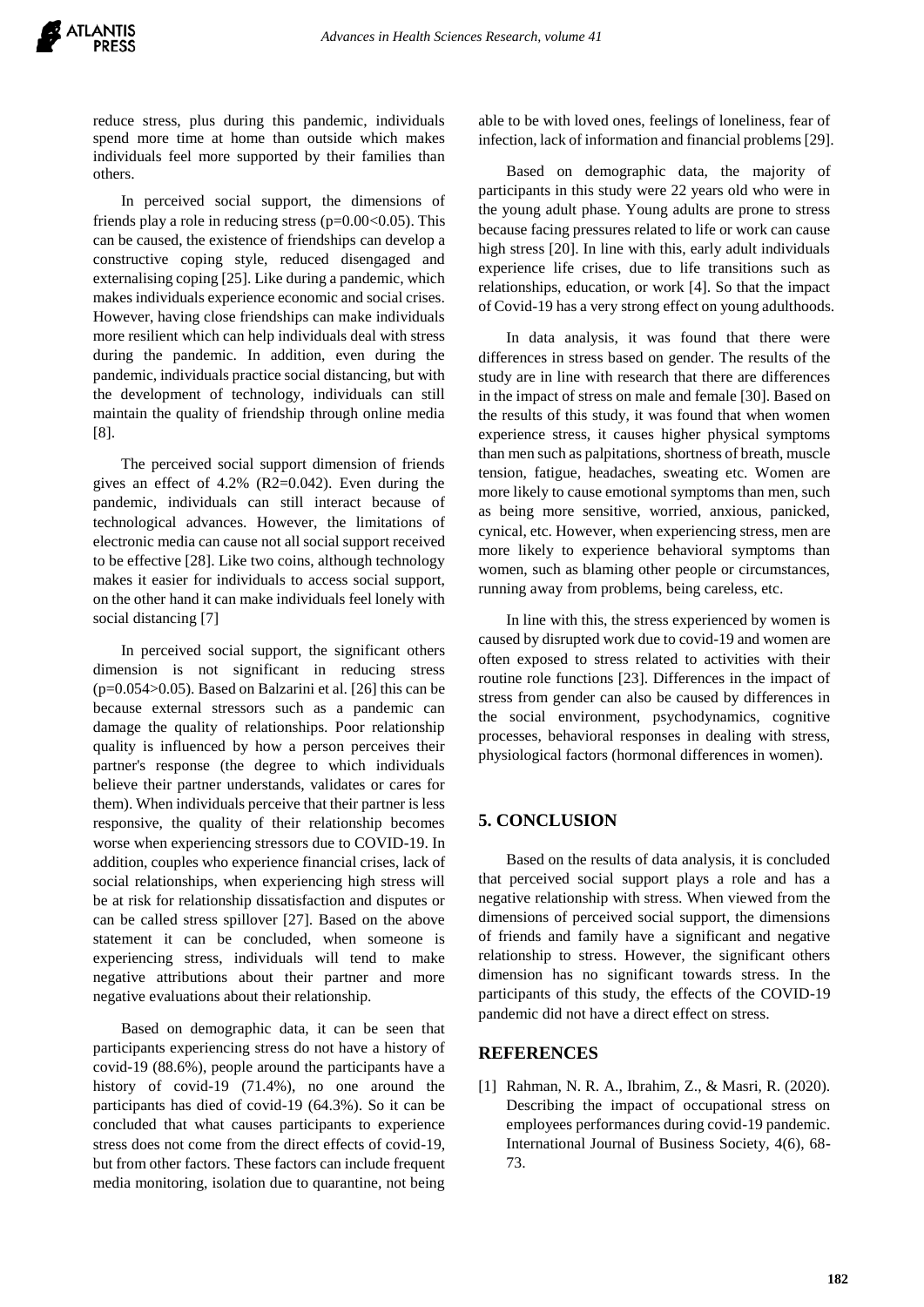reduce stress, plus during this pandemic, individuals spend more time at home than outside which makes individuals feel more supported by their families than others.

In perceived social support, the dimensions of friends play a role in reducing stress ($p=0.00<0.05$). This can be caused, the existence of friendships can develop a constructive coping style, reduced disengaged and externalising coping [25]. Like during a pandemic, which makes individuals experience economic and social crises. However, having close friendships can make individuals more resilient which can help individuals deal with stress during the pandemic. In addition, even during the pandemic, individuals practice social distancing, but with the development of technology, individuals can still maintain the quality of friendship through online media [8].

The perceived social support dimension of friends gives an effect of 4.2% ($R2=0.042$). Even during the pandemic, individuals can still interact because of technological advances. However, the limitations of electronic media can cause not all social support received to be effective [28]. Like two coins, although technology makes it easier for individuals to access social support, on the other hand it can make individuals feel lonely with social distancing [7]

In perceived social support, the significant others dimension is not significant in reducing stress ($p=0.054>0.05$). Based on Balzarini et al. [26] this can be because external stressors such as a pandemic can damage the quality of relationships. Poor relationship quality is influenced by how a person perceives their partner's response (the degree to which individuals believe their partner understands, validates or cares for them). When individuals perceive that their partner is less responsive, the quality of their relationship becomes worse when experiencing stressors due to COVID-19. In addition, couples who experience financial crises, lack of social relationships, when experiencing high stress will be at risk for relationship dissatisfaction and disputes or can be called stress spillover [27]. Based on the above statement it can be concluded, when someone is experiencing stress, individuals will tend to make negative attributions about their partner and more negative evaluations about their relationship.

Based on demographic data, it can be seen that participants experiencing stress do not have a history of covid-19 (88.6%), people around the participants have a history of covid-19 (71.4%), no one around the participants has died of covid-19 (64.3%). So it can be concluded that what causes participants to experience stress does not come from the direct effects of covid-19, but from other factors. These factors can include frequent media monitoring, isolation due to quarantine, not being able to be with loved ones, feelings of loneliness, fear of infection, lack of information and financial problems [29].

Based on demographic data, the majority of participants in this study were 22 years old who were in the young adult phase. Young adults are prone to stress because facing pressures related to life or work can cause high stress [20]. In line with this, early adult individuals experience life crises, due to life transitions such as relationships, education, or work [4]. So that the impact of Covid-19 has a very strong effect on young adulthoods.

In data analysis, it was found that there were differences in stress based on gender. The results of the study are in line with research that there are differences in the impact of stress on male and female [30]. Based on the results of this study, it was found that when women experience stress, it causes higher physical symptoms than men such as palpitations, shortness of breath, muscle tension, fatigue, headaches, sweating etc. Women are more likely to cause emotional symptoms than men, such as being more sensitive, worried, anxious, panicked, cynical, etc. However, when experiencing stress, men are more likely to experience behavioral symptoms than women, such as blaming other people or circumstances, running away from problems, being careless, etc.

In line with this, the stress experienced by women is caused by disrupted work due to covid-19 and women are often exposed to stress related to activities with their routine role functions [23]. Differences in the impact of stress from gender can also be caused by differences in the social environment, psychodynamics, cognitive processes, behavioral responses in dealing with stress, physiological factors (hormonal differences in women).

## 5. CONCLUSION

Based on the results of data analysis, it is concluded that perceived social support plays a role and has a negative relationship with stress. When viewed from the dimensions of perceived social support, the dimensions of friends and family have a significant and negative relationship to stress. However, the significant others dimension has no significant towards stress. In the participants of this study, the effects of the COVID-19 pandemic did not have a direct effect on stress.

## REFERENCES

[1] Rahman, N. R. A., Ibrahim, Z., & Masri, R. (2020). Describing the impact of occupational stress on employees performances during covid-19 pandemic. International Journal of Business Society, 4(6), 68-73.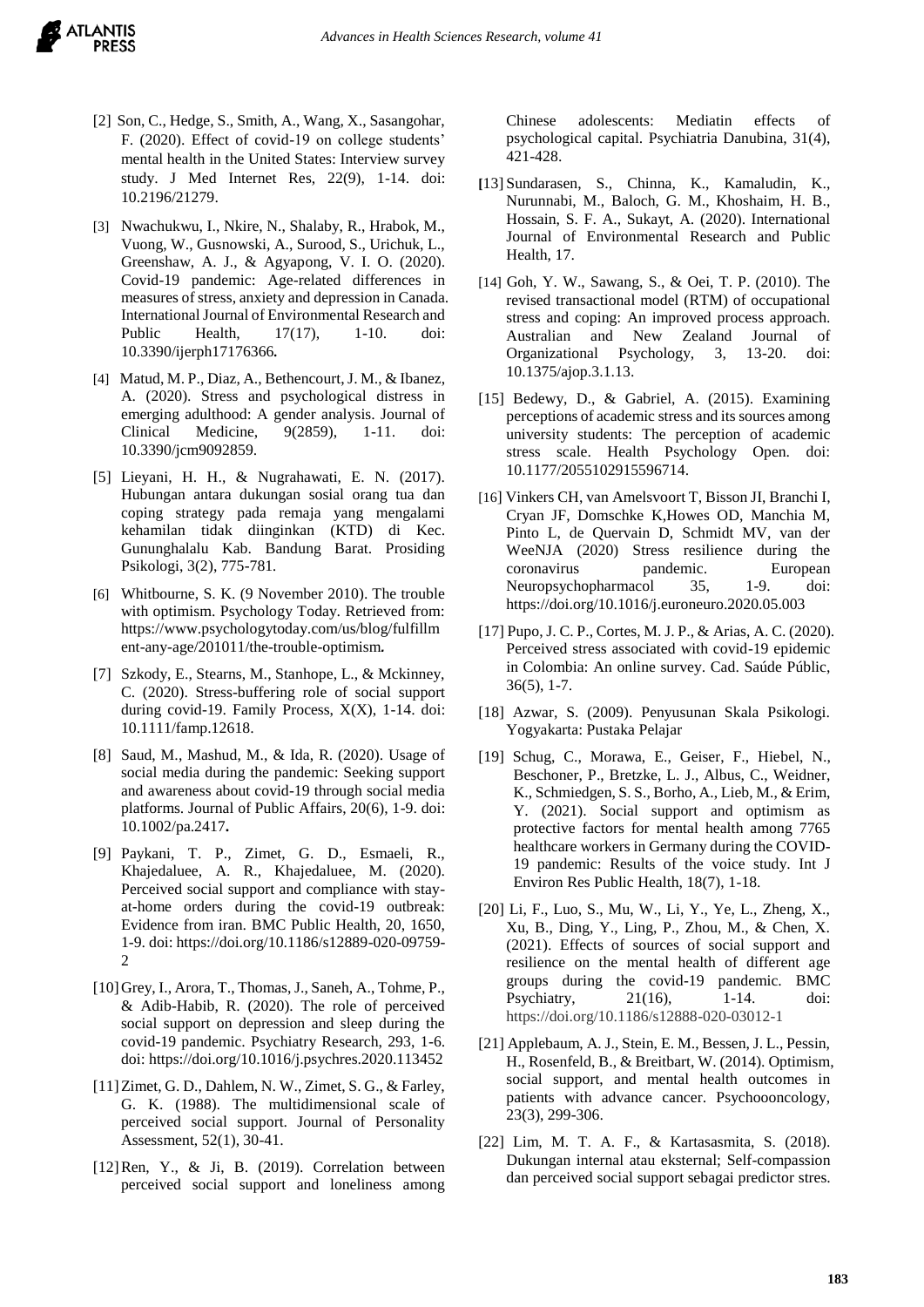[2] Son, C., Hedge, S., Smith, A., Wang, X., Sasangohar, F. (2020). Effect of covid-19 on college students' mental health in the United States: Interview survey study. J Med Internet Res, 22(9), 1-14. doi: 10.2196/21279.

[3] Nwachukwu, I., Nkire, N., Shalaby, R., Hrabok, M., Vuong, W., Gusnowski, A., Surood, S., Urichuk, L., Greenshaw, A. J., & Agyapong, V. I. O. (2020). Covid-19 pandemic: Age-related differences in measures of stress, anxiety and depression in Canada. International Journal of Environmental Research and Public Health, 17(17), 1-10. doi: 10.3390/ijerph17176366.

[4] Matud, M. P., Diaz, A., Bethencourt, J. M., & Ibanez, A. (2020). Stress and psychological distress in emerging adulthood: A gender analysis. Journal of Clinical Medicine, 9(2859), 1-11. doi: 10.3390/jcm9092859.

[5] Lieyani, H. H., & Nugrahawati, E. N. (2017). Hubungan antara dukungan sosial orang tua dan coping strategy pada remaja yang mengalami kehamilan tidak diinginkan (KTD) di Kec. Gununghalalu Kab. Bandung Barat. Prosiding Psikologi, 3(2), 775-781.

[6] Whitbourne, S. K. (9 November 2010). The trouble with optimism. Psychology Today. Retrieved from: https://www.psychologytoday.com/us/blog/fulfillment-any-age/201011/the-trouble-optimism.

[7] Szkody, E., Stearns, M., Stanhope, L., & Mckinney, C. (2020). Stress-buffering role of social support during covid-19. Family Process, X(X), 1-14. doi: 10.1111/famp.12618.

[8] Saud, M., Mashud, M., & Ida, R. (2020). Usage of social media during the pandemic: Seeking support and awareness about covid-19 through social media platforms. Journal of Public Affairs, 20(6), 1-9. doi: 10.1002/pa.2417.

[9] Paykani, T. P., Zimet, G. D., Esmaeli, R., Khajedaluee, A. R., Khajedaluee, M. (2020). Perceived social support and compliance with stay-at-home orders during the covid-19 outbreak: Evidence from iran. BMC Public Health, 20, 1650, 1-9. doi: https://doi.org/10.1186/s12889-020-09759-2

[10] Grey, I., Arora, T., Thomas, J., Saneh, A., Tohme, P., & Adib-Habib, R. (2020). The role of perceived social support on depression and sleep during the covid-19 pandemic. Psychiatry Research, 293, 1-6. doi: https://doi.org/10.1016/j.psychres.2020.113452

[11] Zimet, G. D., Dahlem, N. W., Zimet, S. G., & Farley, G. K. (1988). The multidimensional scale of perceived social support. Journal of Personality Assessment, 52(1), 30-41.

[12] Ren, Y., & Ji, B. (2019). Correlation between perceived social support and loneliness among Chinese adolescents: Mediatin effects of psychological capital. Psychiatria Danubina, 31(4), 421-428.

[13] Sundarasen, S., Chinna, K., Kamaludin, K., Nurunnabi, M., Baloch, G. M., Khoshaim, H. B., Hossain, S. F. A., Sukayt, A. (2020). International Journal of Environmental Research and Public Health, 17.

[14] Goh, Y. W., Sawang, S., & Oei, T. P. (2010). The revised transactional model (RTM) of occupational stress and coping: An improved process approach. Australian and New Zealand Journal of Organizational Psychology, 3, 13-20. doi: 10.1375/ajop.3.1.13.

[15] Bedewy, D., & Gabriel, A. (2015). Examining perceptions of academic stress and its sources among university students: The perception of academic stress scale. Health Psychology Open. doi: 10.1177/2055102915596714.

[16] Vinkers CH, van Amelsvoort T, Bisson JI, Branchi I, Cryan JF, Domschke K,Howes OD, Manchia M, Pinto L, de Quervain D, Schmidt MV, van der WeeNJA (2020) Stress resilience during the coronavirus pandemic. European Neuropsychopharmacol 35, 1-9. doi: https://doi.org/10.1016/j.euroneuro.2020.05.003

[17] Pupo, J. C. P., Cortes, M. J. P., & Arias, A. C. (2020). Perceived stress associated with covid-19 epidemic in Colombia: An online survey. Cad. Saúde Públic, 36(5), 1-7.

[18] Azwar, S. (2009). Penyusunan Skala Psikologi. Yogyakarta: Pustaka Pelajar

[19] Schug, C., Morawa, E., Geiser, F., Hiebel, N., Beschoner, P., Bretzke, L. J., Albus, C., Weidner, K., Schmiedgen, S. S., Borho, A., Lieb, M., & Erim, Y. (2021). Social support and optimism as protective factors for mental health among 7765 healthcare workers in Germany during the COVID-19 pandemic: Results of the voice study. Int J Environ Res Public Health, 18(7), 1-18.

[20] Li, F., Luo, S., Mu, W., Li, Y., Ye, L., Zheng, X., Xu, B., Ding, Y., Ling, P., Zhou, M., & Chen, X. (2021). Effects of sources of social support and resilience on the mental health of different age groups during the covid-19 pandemic. BMC Psychiatry, 21(16), 1-14. doi: https://doi.org/10.1186/s12888-020-03012-1

[21] Applebaum, A. J., Stein, E. M., Bessen, J. L., Pessin, H., Rosenfeld, B., & Breitbart, W. (2014). Optimism, social support, and mental health outcomes in patients with advance cancer. Psychoooncology, 23(3), 299-306.

[22] Lim, M. T. A. F., & Kartasasmita, S. (2018). Dukungan internal atau eksternal; Self-compassion dan perceived social support sebagai predictor stres.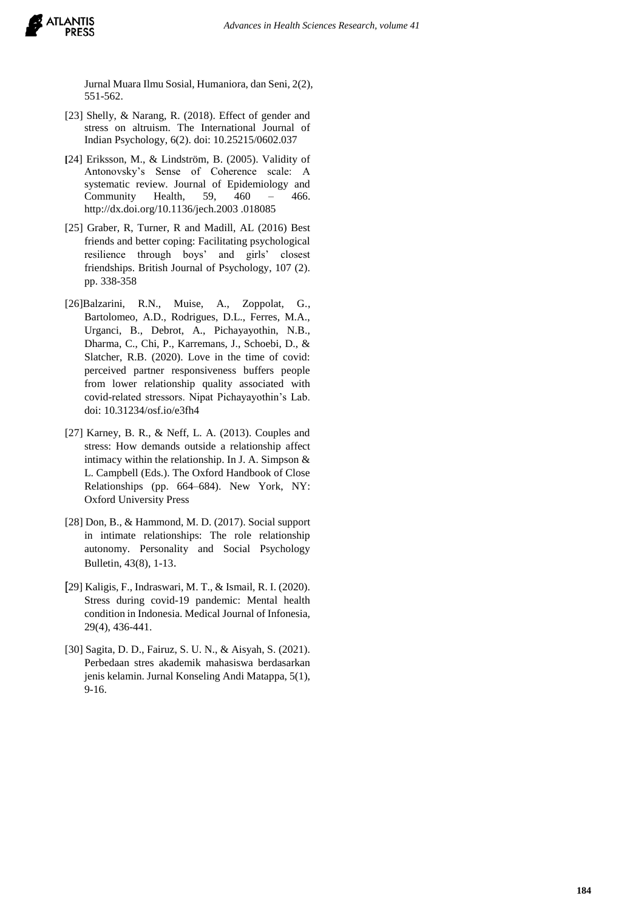Jurnal Muara Ilmu Sosial, Humaniora, dan Seni, 2(2), 551-562.

[23] Shelly, & Narang, R. (2018). Effect of gender and stress on altruism. The International Journal of Indian Psychology, 6(2). doi: 10.25215/0602.037

[24] Eriksson, M., & Lindström, B. (2005). Validity of Antonovsky's Sense of Coherence scale: A systematic review. Journal of Epidemiology and Community Health, 59, 460 – 466. http://dx.doi.org/10.1136/jech.2003 .018085

[25] Graber, R, Turner, R and Madill, AL (2016) Best friends and better coping: Facilitating psychological resilience through boys' and girls' closest friendships. British Journal of Psychology, 107 (2). pp. 338-358

[26]Balzarini, R.N., Muise, A., Zoppolat, G., Bartolomeo, A.D., Rodrigues, D.L., Ferres, M.A., Urganci, B., Debrot, A., Pichayayothin, N.B., Dharma, C., Chi, P., Karremans, J., Schoebi, D., & Slatcher, R.B. (2020). Love in the time of covid: perceived partner responsiveness buffers people from lower relationship quality associated with covid-related stressors. Nipat Pichayayothin's Lab. doi: 10.31234/osf.io/e3fh4

[27] Karney, B. R., & Neff, L. A. (2013). Couples and stress: How demands outside a relationship affect intimacy within the relationship. In J. A. Simpson & L. Campbell (Eds.). The Oxford Handbook of Close Relationships (pp. 664–684). New York, NY: Oxford University Press

[28] Don, B., & Hammond, M. D. (2017). Social support in intimate relationships: The role relationship autonomy. Personality and Social Psychology Bulletin, 43(8), 1-13.

[29] Kaligis, F., Indraswari, M. T., & Ismail, R. I. (2020). Stress during covid-19 pandemic: Mental health condition in Indonesia. Medical Journal of Infonesia, 29(4), 436-441.

[30] Sagita, D. D., Fairuz, S. U. N., & Aisyah, S. (2021). Perbedaan stres akademik mahasiswa berdasarkan jenis kelamin. Jurnal Konseling Andi Matappa, 5(1), 9-16.